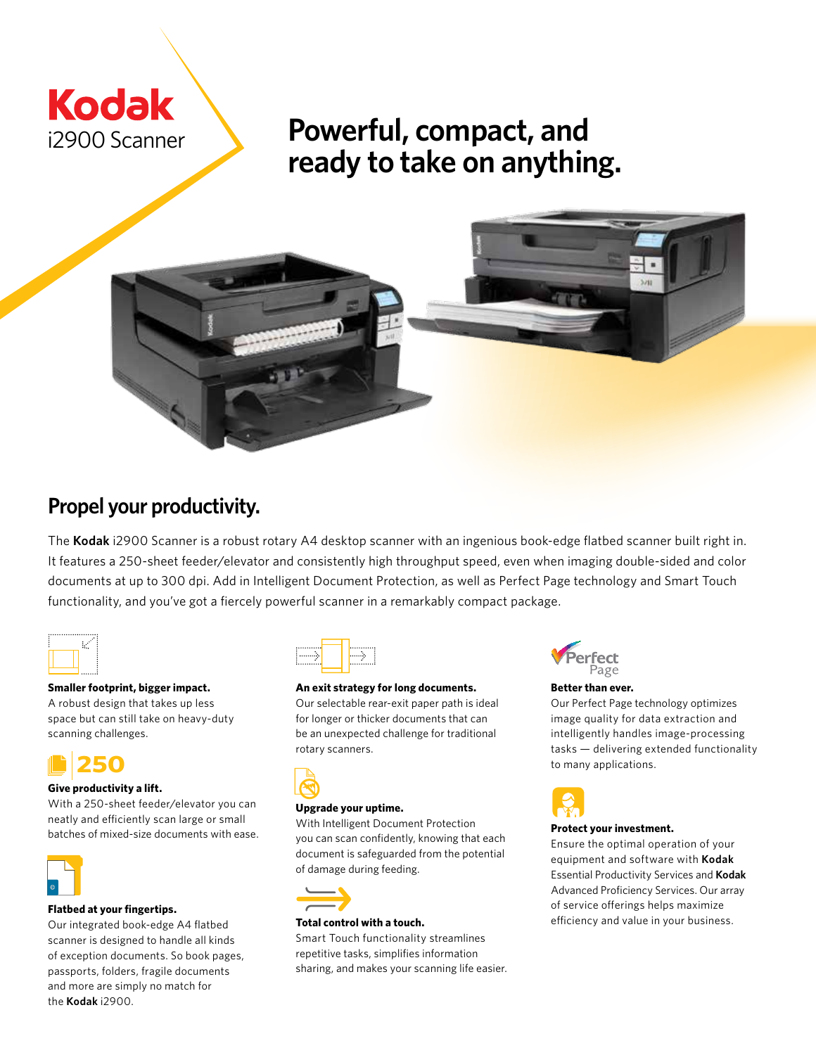**Kodak**
i2900 Scanner

# Powerful, compact, and ready to take on anything.

## Propel your productivity.

The **Kodak** i2900 Scanner is a robust rotary A4 desktop scanner with an ingenious book-edge flatbed scanner built right in. It features a 250-sheet feeder/elevator and consistently high throughput speed, even when imaging double-sided and color documents at up to 300 dpi. Add in Intelligent Document Protection, as well as Perfect Page technology and Smart Touch functionality, and you've got a fiercely powerful scanner in a remarkably compact package.

**Smaller footprint, bigger impact.**
A robust design that takes up less space but can still take on heavy-duty scanning challenges.

250

**Give productivity a lift.**
With a 250-sheet feeder/elevator you can neatly and efficiently scan large or small batches of mixed-size documents with ease.

**Flatbed at your fingertips.**
Our integrated book-edge A4 flatbed scanner is designed to handle all kinds of exception documents. So book pages, passports, folders, fragile documents and more are simply no match for the **Kodak** i2900.

**An exit strategy for long documents.**
Our selectable rear-exit paper path is ideal for longer or thicker documents that can be an unexpected challenge for traditional rotary scanners.

**Upgrade your uptime.**
With Intelligent Document Protection you can scan confidently, knowing that each document is safeguarded from the potential of damage during feeding.

**Total control with a touch.**
Smart Touch functionality streamlines repetitive tasks, simplifies information sharing, and makes your scanning life easier.

Perfect Page

**Better than ever.**
Our Perfect Page technology optimizes image quality for data extraction and intelligently handles image-processing tasks — delivering extended functionality to many applications.

**Protect your investment.**
Ensure the optimal operation of your equipment and software with **Kodak** Essential Productivity Services and **Kodak** Advanced Proficiency Services. Our array of service offerings helps maximize efficiency and value in your business.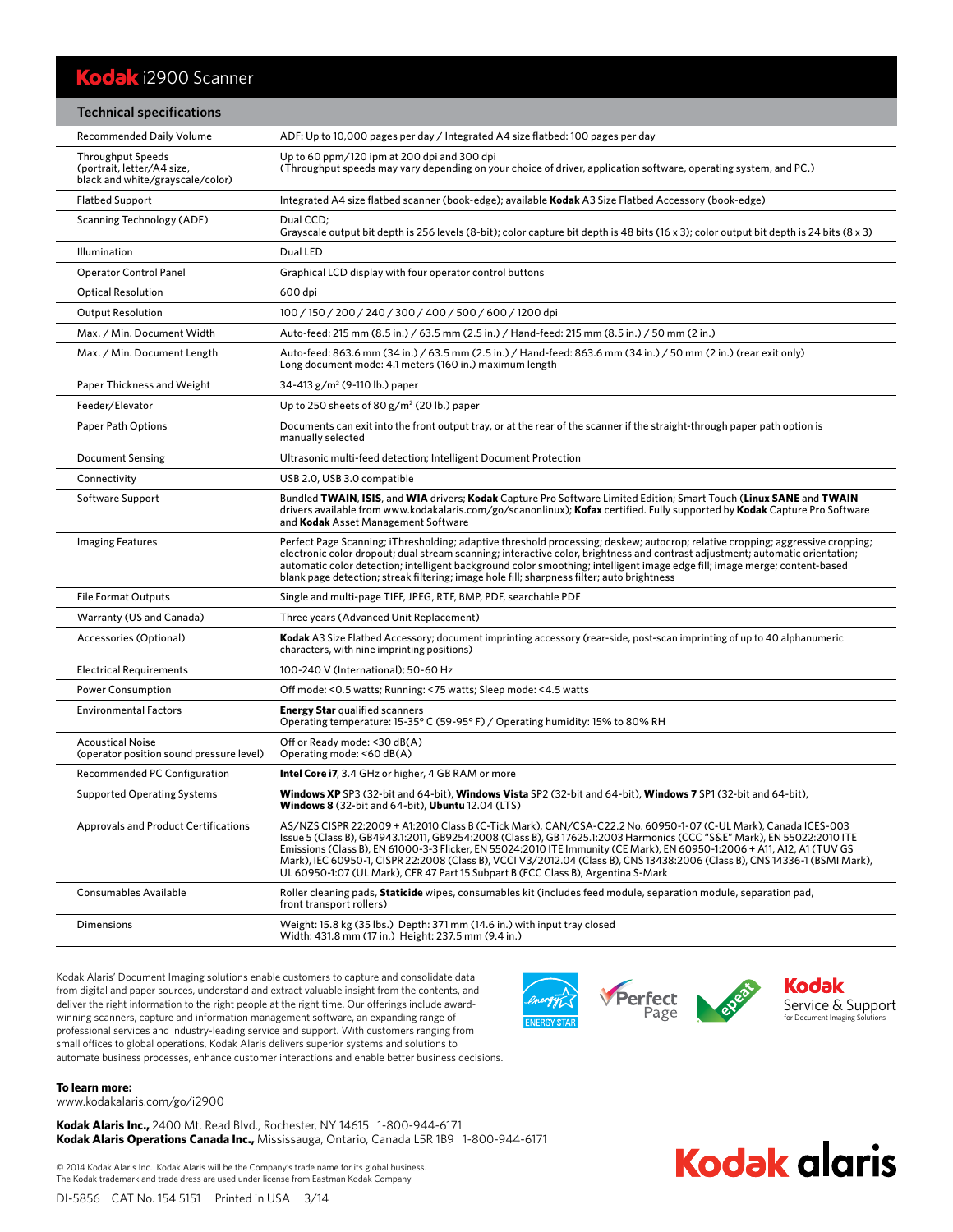# **Kodak** i2900 Scanner

## Technical specifications

| | |
|---|---|
| Recommended Daily Volume | ADF: Up to 10,000 pages per day / Integrated A4 size flatbed: 100 pages per day |
| Throughput Speeds (portrait, letter/A4 size, black and white/grayscale/color) | Up to 60 ppm/120 ipm at 200 dpi and 300 dpi (Throughput speeds may vary depending on your choice of driver, application software, operating system, and PC.) |
| Flatbed Support | Integrated A4 size flatbed scanner (book-edge); available **Kodak** A3 Size Flatbed Accessory (book-edge) |
| Scanning Technology (ADF) | Dual CCD; Grayscale output bit depth is 256 levels (8-bit); color capture bit depth is 48 bits (16 x 3); color output bit depth is 24 bits (8 x 3) |
| Illumination | Dual LED |
| Operator Control Panel | Graphical LCD display with four operator control buttons |
| Optical Resolution | 600 dpi |
| Output Resolution | 100 / 150 / 200 / 240 / 300 / 400 / 500 / 600 / 1200 dpi |
| Max. / Min. Document Width | Auto-feed: 215 mm (8.5 in.) / 63.5 mm (2.5 in.) / Hand-feed: 215 mm (8.5 in.) / 50 mm (2 in.) |
| Max. / Min. Document Length | Auto-feed: 863.6 mm (34 in.) / 63.5 mm (2.5 in.) / Hand-feed: 863.6 mm (34 in.) / 50 mm (2 in.) (rear exit only) Long document mode: 4.1 meters (160 in.) maximum length |
| Paper Thickness and Weight | 34-413 g/m² (9-110 lb.) paper |
| Feeder/Elevator | Up to 250 sheets of 80 g/m² (20 lb.) paper |
| Paper Path Options | Documents can exit into the front output tray, or at the rear of the scanner if the straight-through paper path option is manually selected |
| Document Sensing | Ultrasonic multi-feed detection; Intelligent Document Protection |
| Connectivity | USB 2.0, USB 3.0 compatible |
| Software Support | Bundled **TWAIN**, **ISIS**, and **WIA** drivers; **Kodak** Capture Pro Software Limited Edition; Smart Touch (**Linux SANE** and **TWAIN** drivers available from www.kodakalaris.com/go/scanonlinux); **Kofax** certified. Fully supported by **Kodak** Capture Pro Software and **Kodak** Asset Management Software |
| Imaging Features | Perfect Page Scanning; iThresholding; adaptive threshold processing; deskew; autocrop; relative cropping; aggressive cropping; electronic color dropout; dual stream scanning; interactive color, brightness and contrast adjustment; automatic orientation; automatic color detection; intelligent background color smoothing; intelligent image edge fill; image merge; content-based blank page detection; streak filtering; image hole fill; sharpness filter; auto brightness |
| File Format Outputs | Single and multi-page TIFF, JPEG, RTF, BMP, PDF, searchable PDF |
| Warranty (US and Canada) | Three years (Advanced Unit Replacement) |
| Accessories (Optional) | **Kodak** A3 Size Flatbed Accessory; document imprinting accessory (rear-side, post-scan imprinting of up to 40 alphanumeric characters, with nine imprinting positions) |
| Electrical Requirements | 100-240 V (International); 50-60 Hz |
| Power Consumption | Off mode: <0.5 watts; Running: <75 watts; Sleep mode: <4.5 watts |
| Environmental Factors | **Energy Star** qualified scanners Operating temperature: 15-35° C (59-95° F) / Operating humidity: 15% to 80% RH |
| Acoustical Noise (operator position sound pressure level) | Off or Ready mode: <30 dB(A) Operating mode: <60 dB(A) |
| Recommended PC Configuration | **Intel Core i7**, 3.4 GHz or higher, 4 GB RAM or more |
| Supported Operating Systems | **Windows XP** SP3 (32-bit and 64-bit), **Windows Vista** SP2 (32-bit and 64-bit), **Windows 7** SP1 (32-bit and 64-bit), **Windows 8** (32-bit and 64-bit), **Ubuntu** 12.04 (LTS) |
| Approvals and Product Certifications | AS/NZS CISPR 22:2009 + A1:2010 Class B (C-Tick Mark), CAN/CSA-C22.2 No. 60950-1-07 (C-UL Mark), Canada ICES-003 Issue 5 (Class B), GB4943.1:2011, GB9254:2008 (Class B), GB 17625.1:2003 Harmonics (CCC "S&E" Mark), EN 55022:2010 ITE Emissions (Class B), EN 61000-3-3 Flicker, EN 55024:2010 ITE Immunity (CE Mark), EN 60950-1:2006 + A11, A12, A1 (TUV GS Mark), IEC 60950-1, CISPR 22:2008 (Class B), VCCI V3/2012.04 (Class B), CNS 13438:2006 (Class B), CNS 14336-1 (BSMI Mark), UL 60950-1:07 (UL Mark), CFR 47 Part 15 Subpart B (FCC Class B), Argentina S-Mark |
| Consumables Available | Roller cleaning pads, **Staticide** wipes, consumables kit (includes feed module, separation module, separation pad, front transport rollers) |
| Dimensions | Weight: 15.8 kg (35 lbs.) Depth: 371 mm (14.6 in.) with input tray closed Width: 431.8 mm (17 in.) Height: 237.5 mm (9.4 in.) |

Kodak Alaris' Document Imaging solutions enable customers to capture and consolidate data from digital and paper sources, understand and extract valuable insight from the contents, and deliver the right information to the right people at the right time. Our offerings include award-winning scanners, capture and information management software, an expanding range of professional services and industry-leading service and support. With customers ranging from small offices to global operations, Kodak Alaris delivers superior systems and solutions to automate business processes, enhance customer interactions and enable better business decisions.

ENERGY STAR

Perfect Page

epeat

Kodak Service & Support for Document Imaging Solutions

**To learn more:**
www.kodakalaris.com/go/i2900

**Kodak Alaris Inc.,** 2400 Mt. Read Blvd., Rochester, NY 14615 1-800-944-6171
**Kodak Alaris Operations Canada Inc.,** Mississauga, Ontario, Canada L5R 1B9 1-800-944-6171

© 2014 Kodak Alaris Inc. Kodak Alaris will be the Company's trade name for its global business.
The Kodak trademark and trade dress are used under license from Eastman Kodak Company.

Kodak alaris

DI-5856 CAT No. 154 5151 Printed in USA 3/14